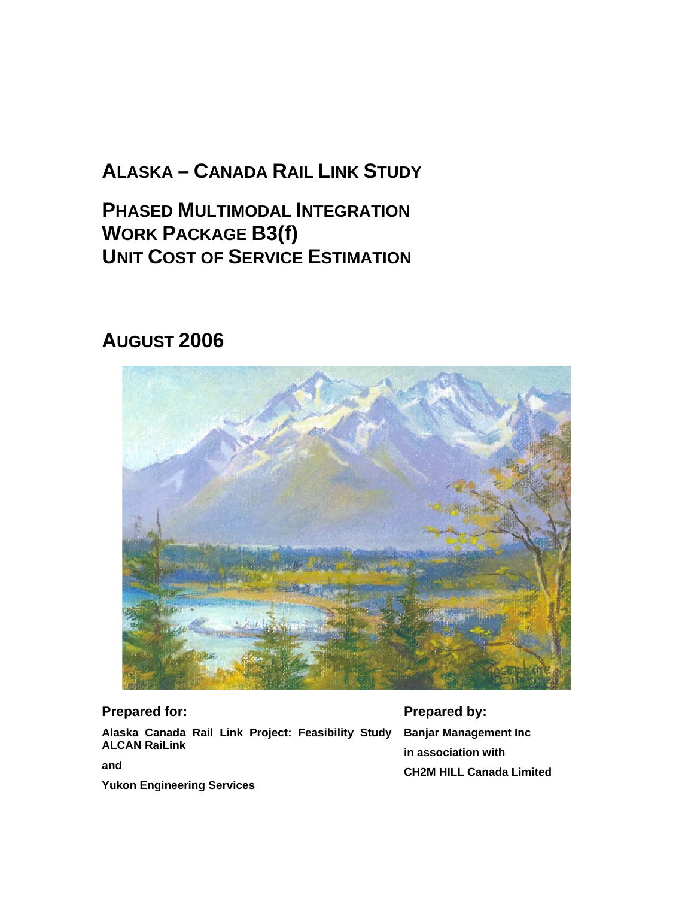# ALASKA – CANADA RAIL LINK STUDY

## PHASED MULTIMODAL INTEGRATION
## WORK PACKAGE B3(f)
## UNIT COST OF SERVICE ESTIMATION

## AUGUST 2006

**Prepared for:**

**Alaska Canada Rail Link Project: Feasibility Study ALCAN RaiLink**

**and**

**Yukon Engineering Services**

**Prepared by:**

**Banjar Management Inc**

**in association with**

**CH2M HILL Canada Limited**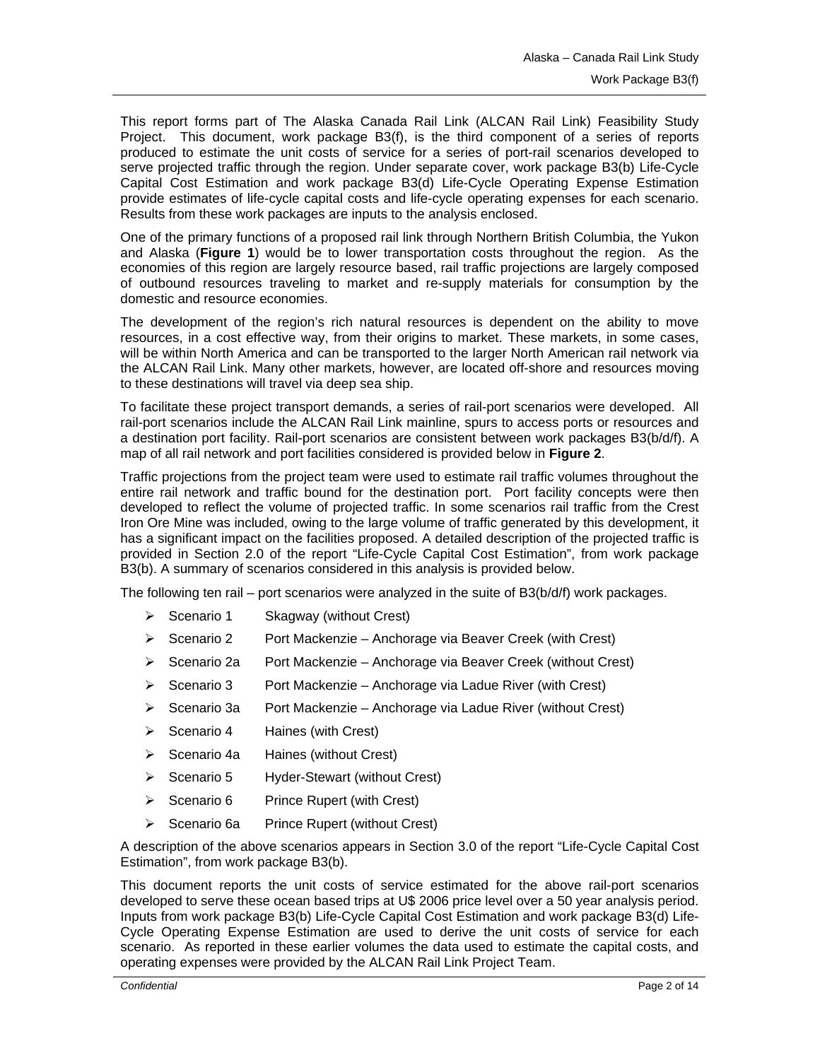This report forms part of The Alaska Canada Rail Link (ALCAN Rail Link) Feasibility Study Project. This document, work package B3(f), is the third component of a series of reports produced to estimate the unit costs of service for a series of port-rail scenarios developed to serve projected traffic through the region. Under separate cover, work package B3(b) Life-Cycle Capital Cost Estimation and work package B3(d) Life-Cycle Operating Expense Estimation provide estimates of life-cycle capital costs and life-cycle operating expenses for each scenario. Results from these work packages are inputs to the analysis enclosed.

One of the primary functions of a proposed rail link through Northern British Columbia, the Yukon and Alaska (**Figure 1**) would be to lower transportation costs throughout the region. As the economies of this region are largely resource based, rail traffic projections are largely composed of outbound resources traveling to market and re-supply materials for consumption by the domestic and resource economies.

The development of the region's rich natural resources is dependent on the ability to move resources, in a cost effective way, from their origins to market. These markets, in some cases, will be within North America and can be transported to the larger North American rail network via the ALCAN Rail Link. Many other markets, however, are located off-shore and resources moving to these destinations will travel via deep sea ship.

To facilitate these project transport demands, a series of rail-port scenarios were developed. All rail-port scenarios include the ALCAN Rail Link mainline, spurs to access ports or resources and a destination port facility. Rail-port scenarios are consistent between work packages B3(b/d/f). A map of all rail network and port facilities considered is provided below in **Figure 2**.

Traffic projections from the project team were used to estimate rail traffic volumes throughout the entire rail network and traffic bound for the destination port. Port facility concepts were then developed to reflect the volume of projected traffic. In some scenarios rail traffic from the Crest Iron Ore Mine was included, owing to the large volume of traffic generated by this development, it has a significant impact on the facilities proposed. A detailed description of the projected traffic is provided in Section 2.0 of the report "Life-Cycle Capital Cost Estimation", from work package B3(b). A summary of scenarios considered in this analysis is provided below.

The following ten rail – port scenarios were analyzed in the suite of B3(b/d/f) work packages.

- Scenario 1 Skagway (without Crest)
- Scenario 2 Port Mackenzie – Anchorage via Beaver Creek (with Crest)
- Scenario 2a Port Mackenzie – Anchorage via Beaver Creek (without Crest)
- Scenario 3 Port Mackenzie – Anchorage via Ladue River (with Crest)
- Scenario 3a Port Mackenzie – Anchorage via Ladue River (without Crest)
- Scenario 4 Haines (with Crest)
- Scenario 4a Haines (without Crest)
- Scenario 5 Hyder-Stewart (without Crest)
- Scenario 6 Prince Rupert (with Crest)
- Scenario 6a Prince Rupert (without Crest)

A description of the above scenarios appears in Section 3.0 of the report "Life-Cycle Capital Cost Estimation", from work package B3(b).

This document reports the unit costs of service estimated for the above rail-port scenarios developed to serve these ocean based trips at U$ 2006 price level over a 50 year analysis period. Inputs from work package B3(b) Life-Cycle Capital Cost Estimation and work package B3(d) Life-Cycle Operating Expense Estimation are used to derive the unit costs of service for each scenario. As reported in these earlier volumes the data used to estimate the capital costs, and operating expenses were provided by the ALCAN Rail Link Project Team.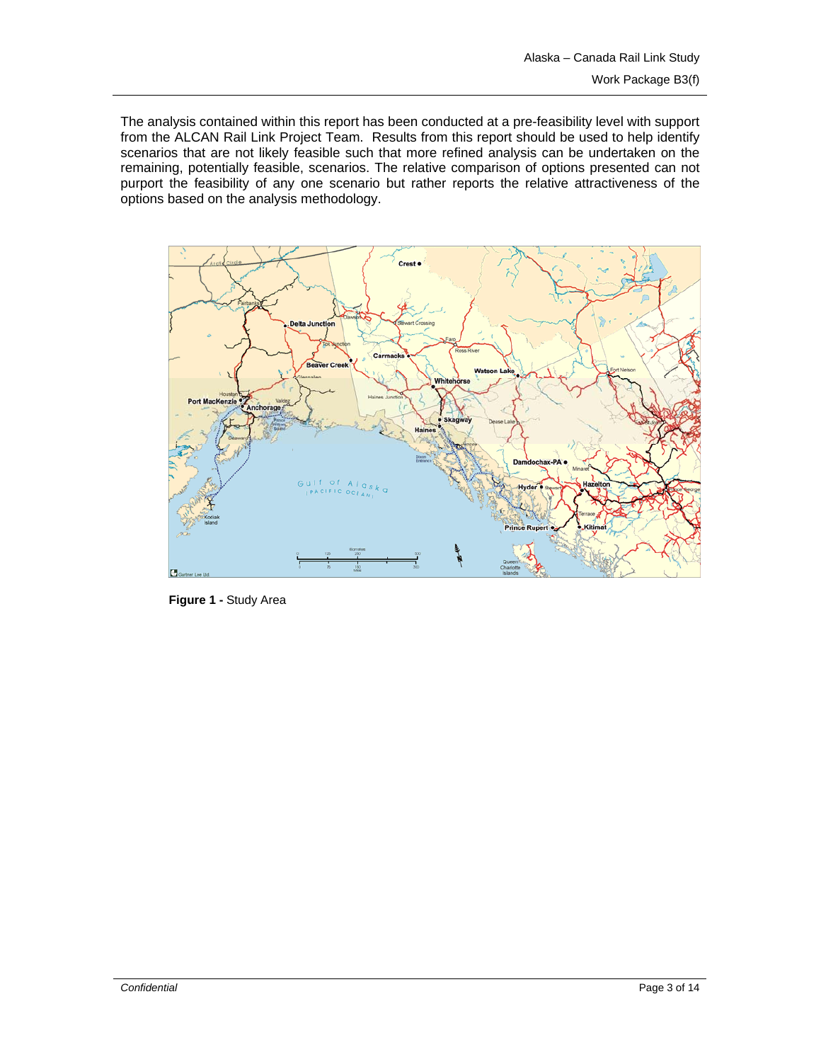The analysis contained within this report has been conducted at a pre-feasibility level with support from the ALCAN Rail Link Project Team. Results from this report should be used to help identify scenarios that are not likely feasible such that more refined analysis can be undertaken on the remaining, potentially feasible, scenarios. The relative comparison of options presented can not purport the feasibility of any one scenario but rather reports the relative attractiveness of the options based on the analysis methodology.

**Figure 1 -** Study Area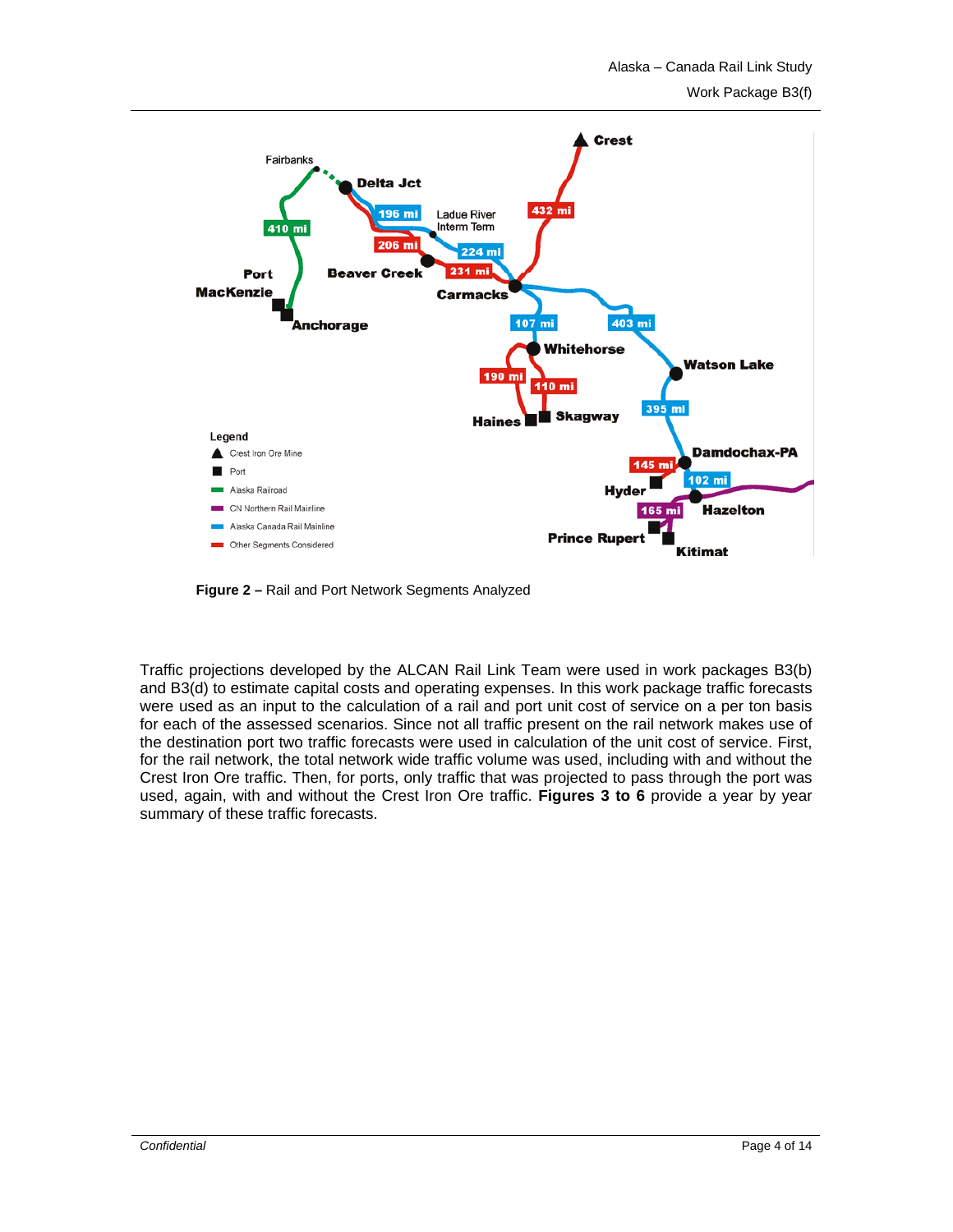**Figure 2 –** Rail and Port Network Segments Analyzed

Traffic projections developed by the ALCAN Rail Link Team were used in work packages B3(b) and B3(d) to estimate capital costs and operating expenses. In this work package traffic forecasts were used as an input to the calculation of a rail and port unit cost of service on a per ton basis for each of the assessed scenarios. Since not all traffic present on the rail network makes use of the destination port two traffic forecasts were used in calculation of the unit cost of service. First, for the rail network, the total network wide traffic volume was used, including with and without the Crest Iron Ore traffic. Then, for ports, only traffic that was projected to pass through the port was used, again, with and without the Crest Iron Ore traffic. **Figures 3 to 6** provide a year by year summary of these traffic forecasts.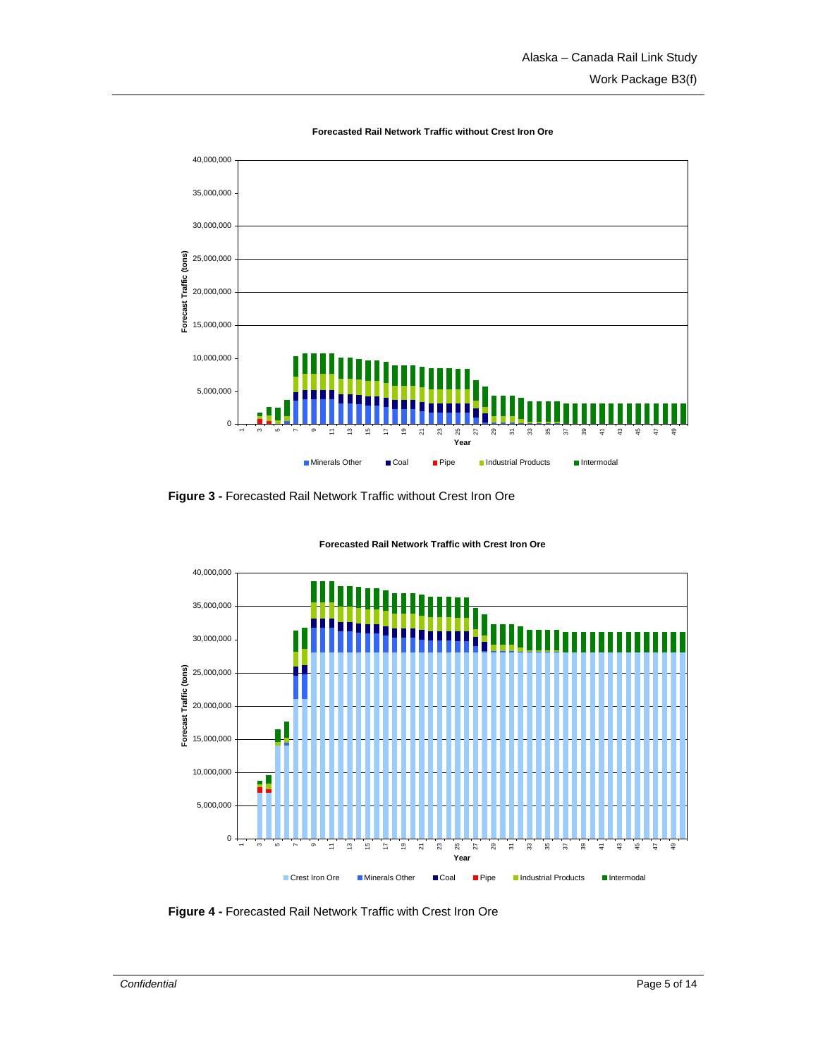**Figure 3 -** Forecasted Rail Network Traffic without Crest Iron Ore

**Figure 4 -** Forecasted Rail Network Traffic with Crest Iron Ore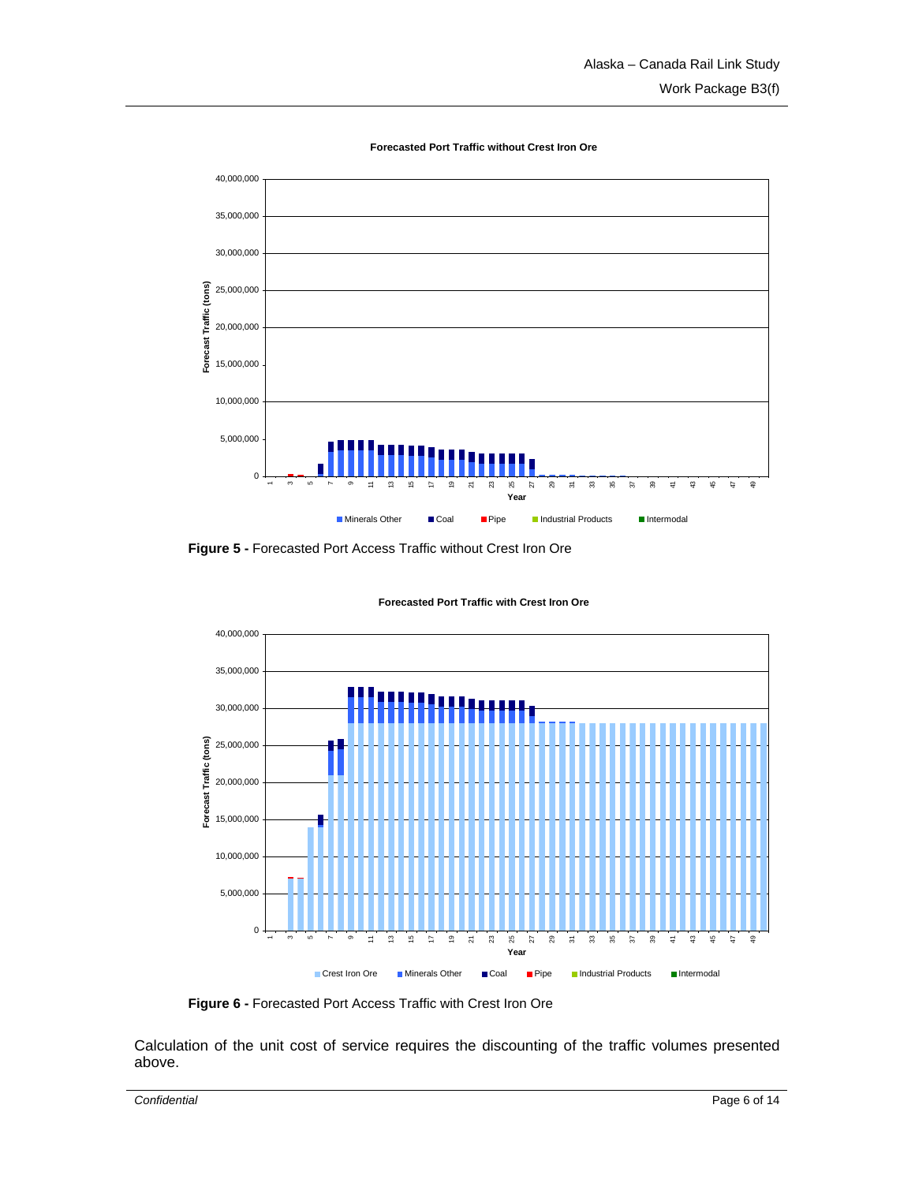**Forecasted Port Traffic without Crest Iron Ore**

**Figure 5 -** Forecasted Port Access Traffic without Crest Iron Ore

**Forecasted Port Traffic with Crest Iron Ore**

**Figure 6 -** Forecasted Port Access Traffic with Crest Iron Ore

Calculation of the unit cost of service requires the discounting of the traffic volumes presented above.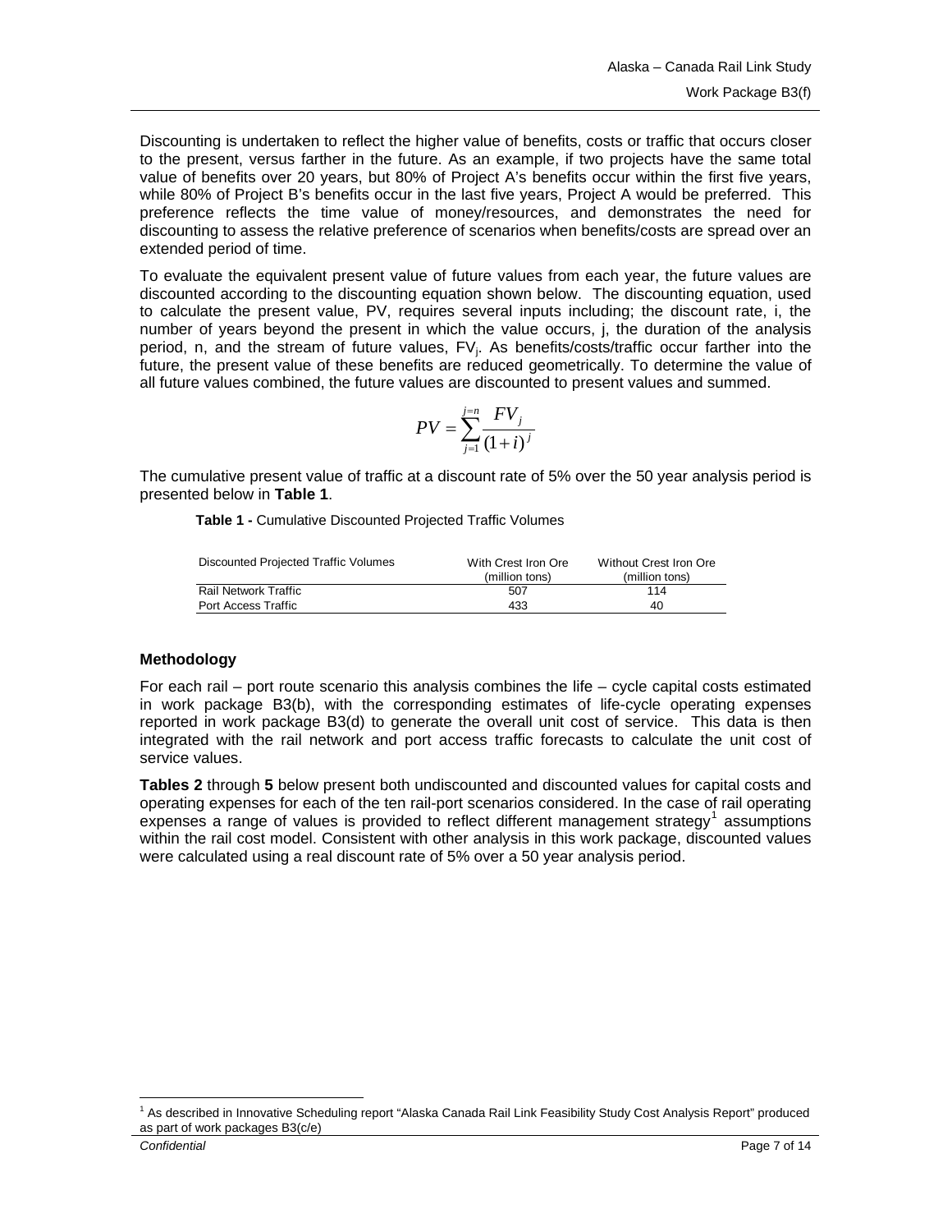Discounting is undertaken to reflect the higher value of benefits, costs or traffic that occurs closer to the present, versus farther in the future. As an example, if two projects have the same total value of benefits over 20 years, but 80% of Project A's benefits occur within the first five years, while 80% of Project B's benefits occur in the last five years, Project A would be preferred. This preference reflects the time value of money/resources, and demonstrates the need for discounting to assess the relative preference of scenarios when benefits/costs are spread over an extended period of time.

To evaluate the equivalent present value of future values from each year, the future values are discounted according to the discounting equation shown below. The discounting equation, used to calculate the present value, PV, requires several inputs including; the discount rate, i, the number of years beyond the present in which the value occurs, j, the duration of the analysis period, n, and the stream of future values, $FV_j$. As benefits/costs/traffic occur farther into the future, the present value of these benefits are reduced geometrically. To determine the value of all future values combined, the future values are discounted to present values and summed.

$$PV = \sum_{j=1}^{j=n} \frac{FV_j}{(1+i)^j}$$

The cumulative present value of traffic at a discount rate of 5% over the 50 year analysis period is presented below in **Table 1**.

**Table 1 -** Cumulative Discounted Projected Traffic Volumes

| Discounted Projected Traffic Volumes | With Crest Iron Ore (million tons) | Without Crest Iron Ore (million tons) |
|---|---|---|
| Rail Network Traffic | 507 | 114 |
| Port Access Traffic | 433 | 40 |

### Methodology

For each rail – port route scenario this analysis combines the life – cycle capital costs estimated in work package B3(b), with the corresponding estimates of life-cycle operating expenses reported in work package B3(d) to generate the overall unit cost of service. This data is then integrated with the rail network and port access traffic forecasts to calculate the unit cost of service values.

**Tables 2** through **5** below present both undiscounted and discounted values for capital costs and operating expenses for each of the ten rail-port scenarios considered. In the case of rail operating expenses a range of values is provided to reflect different management strategy[1] assumptions within the rail cost model. Consistent with other analysis in this work package, discounted values were calculated using a real discount rate of 5% over a 50 year analysis period.

[1] As described in Innovative Scheduling report "Alaska Canada Rail Link Feasibility Study Cost Analysis Report" produced as part of work packages B3(c/e)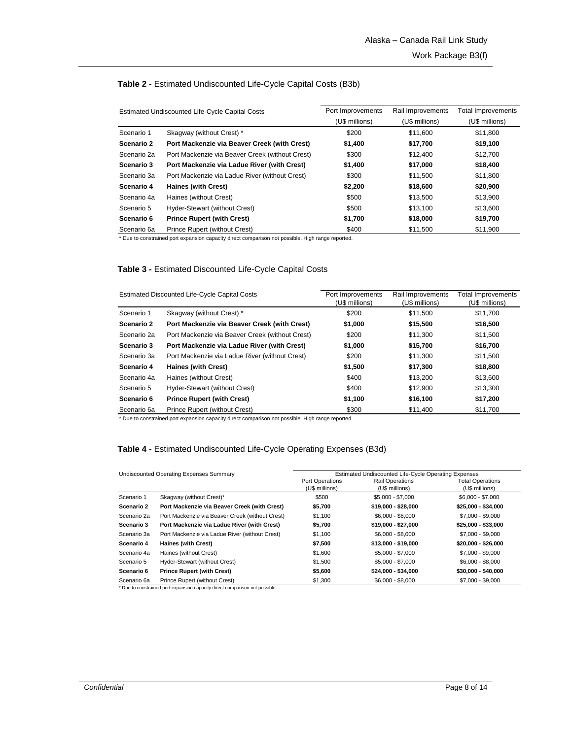**Table 2 -** Estimated Undiscounted Life-Cycle Capital Costs (B3b)

| Estimated Undiscounted Life-Cycle Capital Costs | | Port Improvements (U$ millions) | Rail Improvements (U$ millions) | Total Improvements (U$ millions) |
|---|---|---|---|---|
| Scenario 1 | Skagway (without Crest) * | $200 | $11,600 | $11,800 |
| **Scenario 2** | **Port Mackenzie via Beaver Creek (with Crest)** | **$1,400** | **$17,700** | **$19,100** |
| Scenario 2a | Port Mackenzie via Beaver Creek (without Crest) | $300 | $12,400 | $12,700 |
| **Scenario 3** | **Port Mackenzie via Ladue River (with Crest)** | **$1,400** | **$17,000** | **$18,400** |
| Scenario 3a | Port Mackenzie via Ladue River (without Crest) | $300 | $11,500 | $11,800 |
| **Scenario 4** | **Haines (with Crest)** | **$2,200** | **$18,600** | **$20,900** |
| Scenario 4a | Haines (without Crest) | $500 | $13,500 | $13,900 |
| Scenario 5 | Hyder-Stewart (without Crest) | $500 | $13,100 | $13,600 |
| **Scenario 6** | **Prince Rupert (with Crest)** | **$1,700** | **$18,000** | **$19,700** |
| Scenario 6a | Prince Rupert (without Crest) | $400 | $11,500 | $11,900 |

* Due to constrained port expansion capacity direct comparison not possible. High range reported.

**Table 3 -** Estimated Discounted Life-Cycle Capital Costs

| Estimated Discounted Life-Cycle Capital Costs | | Port Improvements (U$ millions) | Rail Improvements (U$ millions) | Total Improvements (U$ millions) |
|---|---|---|---|---|
| Scenario 1 | Skagway (without Crest) * | $200 | $11,500 | $11,700 |
| **Scenario 2** | **Port Mackenzie via Beaver Creek (with Crest)** | **$1,000** | **$15,500** | **$16,500** |
| Scenario 2a | Port Mackenzie via Beaver Creek (without Crest) | $200 | $11,300 | $11,500 |
| **Scenario 3** | **Port Mackenzie via Ladue River (with Crest)** | **$1,000** | **$15,700** | **$16,700** |
| Scenario 3a | Port Mackenzie via Ladue River (without Crest) | $200 | $11,300 | $11,500 |
| **Scenario 4** | **Haines (with Crest)** | **$1,500** | **$17,300** | **$18,800** |
| Scenario 4a | Haines (without Crest) | $400 | $13,200 | $13,600 |
| Scenario 5 | Hyder-Stewart (without Crest) | $400 | $12,900 | $13,300 |
| **Scenario 6** | **Prince Rupert (with Crest)** | **$1,100** | **$16,100** | **$17,200** |
| Scenario 6a | Prince Rupert (without Crest) | $300 | $11,400 | $11,700 |

* Due to constrained port expansion capacity direct comparison not possible. High range reported.

**Table 4 -** Estimated Undiscounted Life-Cycle Operating Expenses (B3d)

| Undiscounted Operating Expenses Summary | | Estimated Undiscounted Life-Cycle Operating Expenses | | |
|---|---|---|---|---|
| | | Port Operations (U$ millions) | Rail Operations (U$ millions) | Total Operations (U$ millions) |
| Scenario 1 | Skagway (without Crest)* | $500 | $5,000 - $7,000 | $6,000 - $7,000 |
| **Scenario 2** | **Port Mackenzie via Beaver Creek (with Crest)** | **$5,700** | **$19,000 - $28,000** | **$25,000 - $34,000** |
| Scenario 2a | Port Mackenzie via Beaver Creek (without Crest) | $1,100 | $6,000 - $8,000 | $7,000 - $9,000 |
| **Scenario 3** | **Port Mackenzie via Ladue River (with Crest)** | **$5,700** | **$19,000 - $27,000** | **$25,000 - $33,000** |
| Scenario 3a | Port Mackenzie via Ladue River (without Crest) | $1,100 | $6,000 - $8,000 | $7,000 - $9,000 |
| **Scenario 4** | **Haines (with Crest)** | **$7,500** | **$13,000 - $19,000** | **$20,000 - $26,000** |
| Scenario 4a | Haines (without Crest) | $1,600 | $5,000 - $7,000 | $7,000 - $9,000 |
| Scenario 5 | Hyder-Stewart (without Crest) | $1,500 | $5,000 - $7,000 | $6,000 - $8,000 |
| **Scenario 6** | **Prince Rupert (with Crest)** | **$5,600** | **$24,000 - $34,000** | **$30,000 - $40,000** |
| Scenario 6a | Prince Rupert (without Crest) | $1,300 | $6,000 - $8,000 | $7,000 - $9,000 |

* Due to constrained port expansion capacity direct comparison not possible.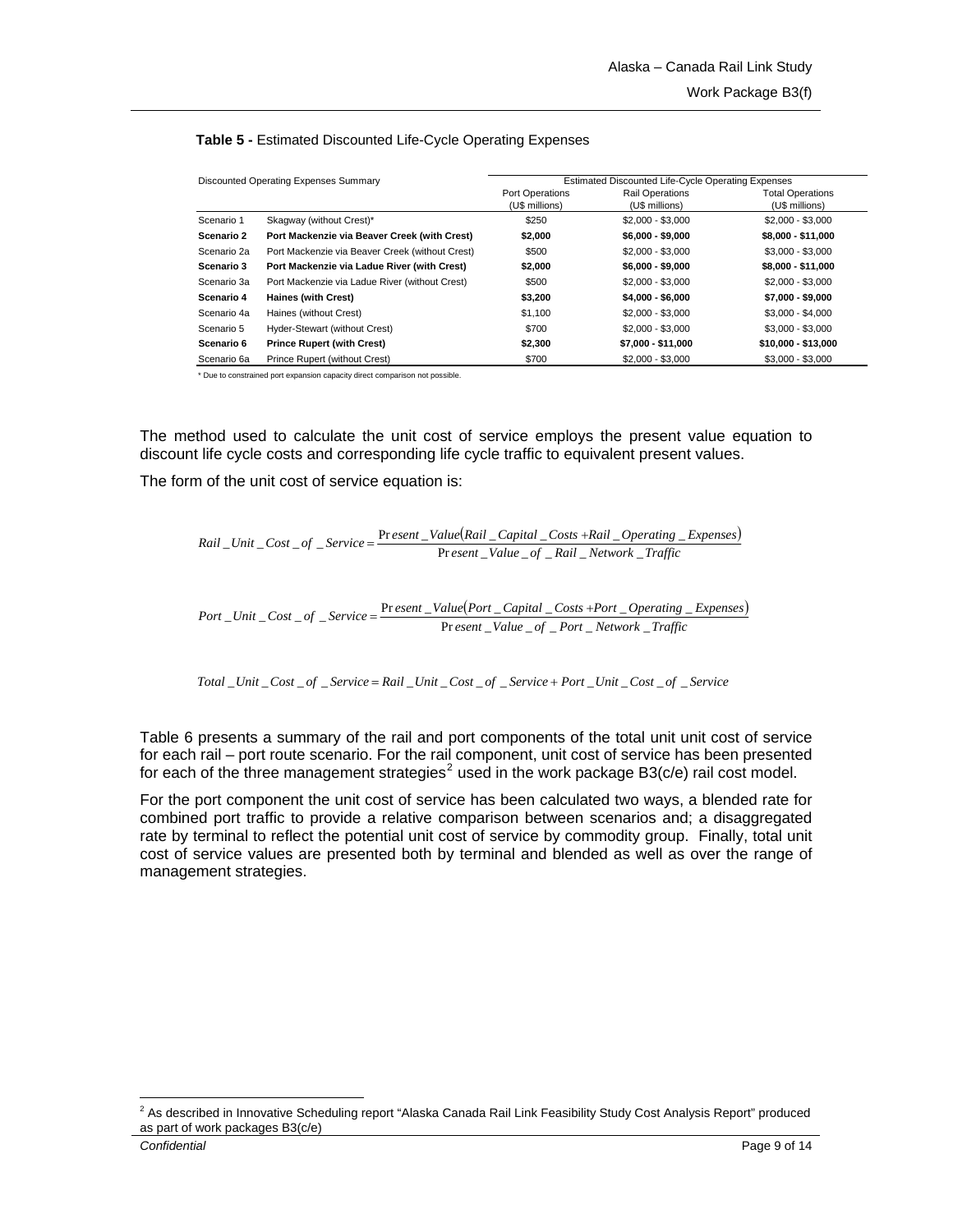**Table 5 -** Estimated Discounted Life-Cycle Operating Expenses

| Discounted Operating Expenses Summary | | Estimated Discounted Life-Cycle Operating Expenses | | |
|---|---|---|---|---|
| | | Port Operations (U$ millions) | Rail Operations (U$ millions) | Total Operations (U$ millions) |
| Scenario 1 | Skagway (without Crest)* | $250 | $2,000 - $3,000 | $2,000 - $3,000 |
| **Scenario 2** | **Port Mackenzie via Beaver Creek (with Crest)** | **$2,000** | **$6,000 - $9,000** | **$8,000 - $11,000** |
| Scenario 2a | Port Mackenzie via Beaver Creek (without Crest) | $500 | $2,000 - $3,000 | $3,000 - $3,000 |
| **Scenario 3** | **Port Mackenzie via Ladue River (with Crest)** | **$2,000** | **$6,000 - $9,000** | **$8,000 - $11,000** |
| Scenario 3a | Port Mackenzie via Ladue River (without Crest) | $500 | $2,000 - $3,000 | $2,000 - $3,000 |
| **Scenario 4** | **Haines (with Crest)** | **$3,200** | **$4,000 - $6,000** | **$7,000 - $9,000** |
| Scenario 4a | Haines (without Crest) | $1,100 | $2,000 - $3,000 | $3,000 - $4,000 |
| Scenario 5 | Hyder-Stewart (without Crest) | $700 | $2,000 - $3,000 | $3,000 - $3,000 |
| **Scenario 6** | **Prince Rupert (with Crest)** | **$2,300** | **$7,000 - $11,000** | **$10,000 - $13,000** |
| Scenario 6a | Prince Rupert (without Crest) | $700 | $2,000 - $3,000 | $3,000 - $3,000 |

\* Due to constrained port expansion capacity direct comparison not possible.

The method used to calculate the unit cost of service employs the present value equation to discount life cycle costs and corresponding life cycle traffic to equivalent present values.

The form of the unit cost of service equation is:

$$Rail\_Unit\_Cost\_of\_Service = \frac{Present\_Value(Rail\_Capital\_Costs + Rail\_Operating\_Expenses)}{Present\_Value\_of\_Rail\_Network\_Traffic}$$

$$Port\_Unit\_Cost\_of\_Service = \frac{Present\_Value(Port\_Capital\_Costs + Port\_Operating\_Expenses)}{Present\_Value\_of\_Port\_Network\_Traffic}$$

$$Total\_Unit\_Cost\_of\_Service = Rail\_Unit\_Cost\_of\_Service + Port\_Unit\_Cost\_of\_Service$$

Table 6 presents a summary of the rail and port components of the total unit unit cost of service for each rail – port route scenario. For the rail component, unit cost of service has been presented for each of the three management strategies[2] used in the work package B3(c/e) rail cost model.

For the port component the unit cost of service has been calculated two ways, a blended rate for combined port traffic to provide a relative comparison between scenarios and; a disaggregated rate by terminal to reflect the potential unit cost of service by commodity group. Finally, total unit cost of service values are presented both by terminal and blended as well as over the range of management strategies.

[2] As described in Innovative Scheduling report "Alaska Canada Rail Link Feasibility Study Cost Analysis Report" produced as part of work packages B3(c/e)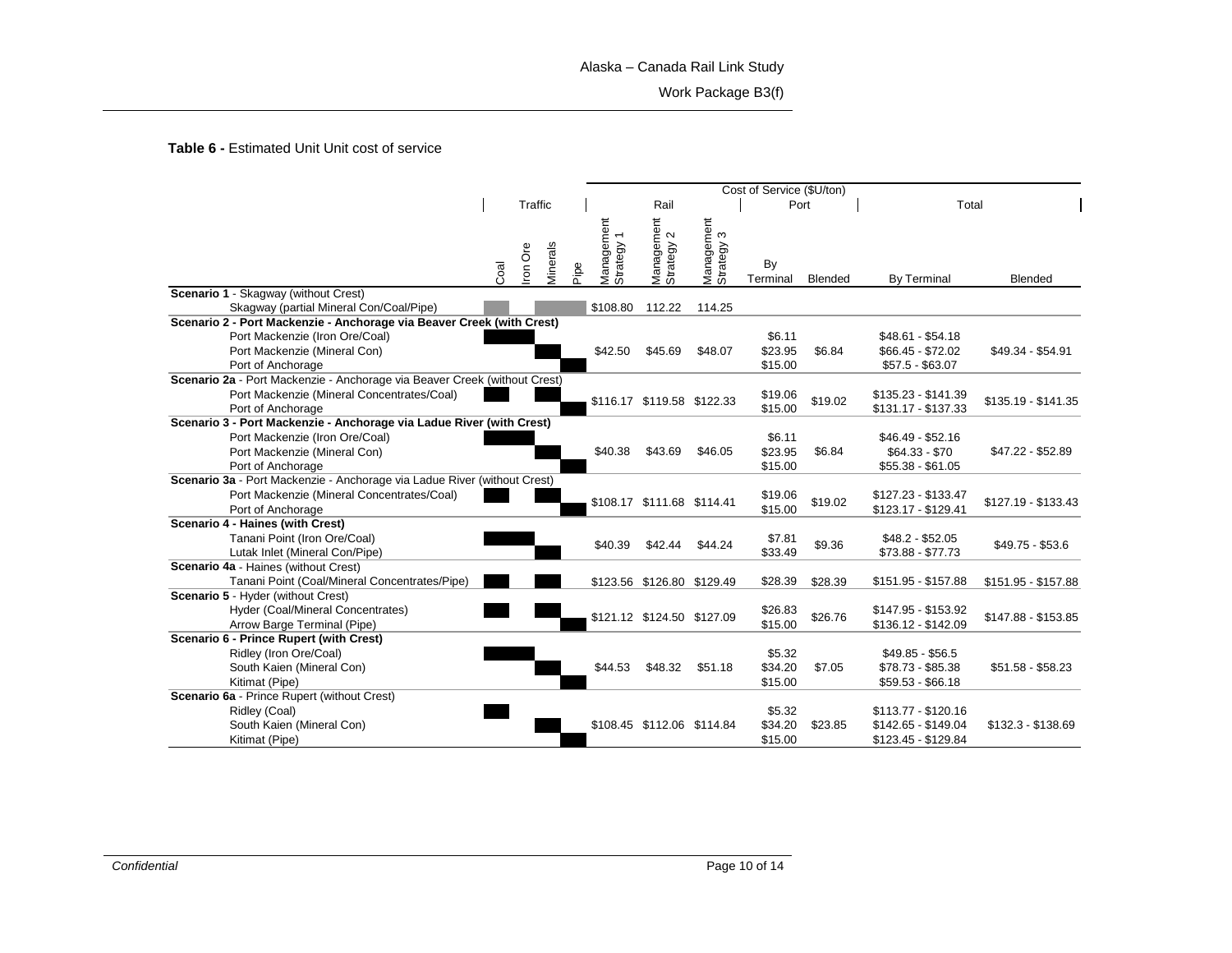**Table 6 -** Estimated Unit Unit cost of service

| | Traffic | | | | Cost of Service ($U/ton) | | | | | | |
|---|---|---|---|---|---|---|---|---|---|---|---|
| | | | | | Rail | | | Port | | Total | |
| | Coal | Iron Ore | Minerals | Pipe | Management Strategy 1 | Management Strategy 2 | Management Strategy 3 | By Terminal | Blended | By Terminal | Blended |
| **Scenario 1** - Skagway (without Crest) | | | | | | | | | | | |
| Skagway (partial Mineral Con/Coal/Pipe) | | | | | $108.80 | 112.22 | 114.25 | | | | |
| **Scenario 2 - Port Mackenzie - Anchorage via Beaver Creek (with Crest)** | | | | | | | | | | | |
| Port Mackenzie (Iron Ore/Coal) | | | | | | | | $6.11 | | $48.61 - $54.18 | |
| Port Mackenzie (Mineral Con) | | | | | $42.50 | $45.69 | $48.07 | $23.95 | $6.84 | $66.45 - $72.02 | $49.34 - $54.91 |
| Port of Anchorage | | | | | | | | $15.00 | | $57.5 - $63.07 | |
| **Scenario 2a** - Port Mackenzie - Anchorage via Beaver Creek (without Crest) | | | | | | | | | | | |
| Port Mackenzie (Mineral Concentrates/Coal) | | | | | $116.17 | $119.58 | $122.33 | $19.06 | $19.02 | $135.23 - $141.39 | $135.19 - $141.35 |
| Port of Anchorage | | | | | | | | $15.00 | | $131.17 - $137.33 | |
| **Scenario 3 - Port Mackenzie - Anchorage via Ladue River (with Crest)** | | | | | | | | | | | |
| Port Mackenzie (Iron Ore/Coal) | | | | | | | | $6.11 | | $46.49 - $52.16 | |
| Port Mackenzie (Mineral Con) | | | | | $40.38 | $43.69 | $46.05 | $23.95 | $6.84 | $64.33 - $70 | $47.22 - $52.89 |
| Port of Anchorage | | | | | | | | $15.00 | | $55.38 - $61.05 | |
| **Scenario 3a** - Port Mackenzie - Anchorage via Ladue River (without Crest) | | | | | | | | | | | |
| Port Mackenzie (Mineral Concentrates/Coal) | | | | | $108.17 | $111.68 | $114.41 | $19.06 | $19.02 | $127.23 - $133.47 | $127.19 - $133.43 |
| Port of Anchorage | | | | | | | | $15.00 | | $123.17 - $129.41 | |
| **Scenario 4 - Haines (with Crest)** | | | | | | | | | | | |
| Tanani Point (Iron Ore/Coal) | | | | | $40.39 | $42.44 | $44.24 | $7.81 | $9.36 | $48.2 - $52.05 | $49.75 - $53.6 |
| Lutak Inlet (Mineral Con/Pipe) | | | | | | | | $33.49 | | $73.88 - $77.73 | |
| **Scenario 4a** - Haines (without Crest) | | | | | | | | | | | |
| Tanani Point (Coal/Mineral Concentrates/Pipe) | | | | | $123.56 | $126.80 | $129.49 | $28.39 | $28.39 | $151.95 - $157.88 | $151.95 - $157.88 |
| **Scenario 5** - Hyder (without Crest) | | | | | | | | | | | |
| Hyder (Coal/Mineral Concentrates) | | | | | $121.12 | $124.50 | $127.09 | $26.83 | $26.76 | $147.95 - $153.92 | $147.88 - $153.85 |
| Arrow Barge Terminal (Pipe) | | | | | | | | $15.00 | | $136.12 - $142.09 | |
| **Scenario 6 - Prince Rupert (with Crest)** | | | | | | | | | | | |
| Ridley (Iron Ore/Coal) | | | | | | | | $5.32 | | $49.85 - $56.5 | |
| South Kaien (Mineral Con) | | | | | $44.53 | $48.32 | $51.18 | $34.20 | $7.05 | $78.73 - $85.38 | $51.58 - $58.23 |
| Kitimat (Pipe) | | | | | | | | $15.00 | | $59.53 - $66.18 | |
| **Scenario 6a** - Prince Rupert (without Crest) | | | | | | | | | | | |
| Ridley (Coal) | | | | | | | | $5.32 | | $113.77 - $120.16 | |
| South Kaien (Mineral Con) | | | | | $108.45 | $112.06 | $114.84 | $34.20 | $23.85 | $142.65 - $149.04 | $132.3 - $138.69 |
| Kitimat (Pipe) | | | | | | | | $15.00 | | $123.45 - $129.84 | |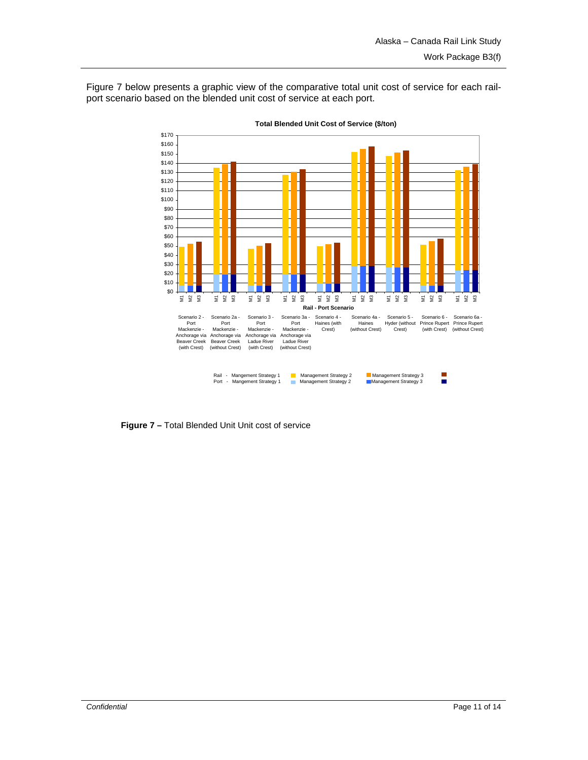Figure 7 below presents a graphic view of the comparative total unit cost of service for each rail-port scenario based on the blended unit cost of service at each port.

**Figure 7 –** Total Blended Unit Unit cost of service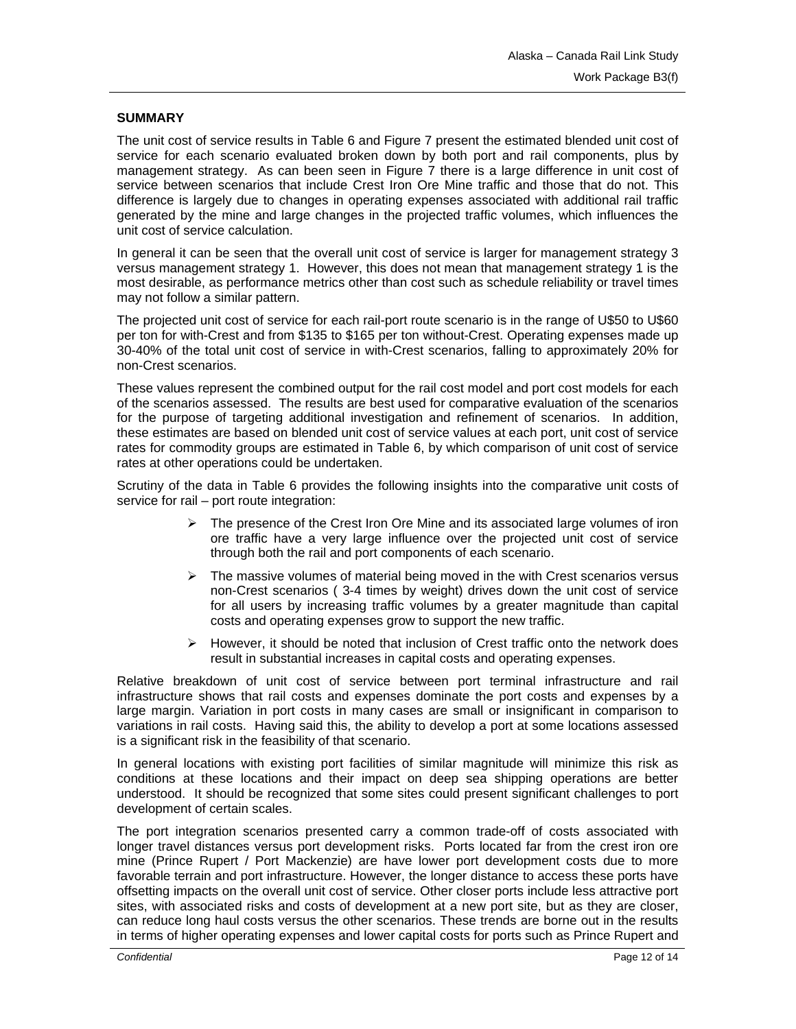## SUMMARY

The unit cost of service results in Table 6 and Figure 7 present the estimated blended unit cost of service for each scenario evaluated broken down by both port and rail components, plus by management strategy. As can been seen in Figure 7 there is a large difference in unit cost of service between scenarios that include Crest Iron Ore Mine traffic and those that do not. This difference is largely due to changes in operating expenses associated with additional rail traffic generated by the mine and large changes in the projected traffic volumes, which influences the unit cost of service calculation.

In general it can be seen that the overall unit cost of service is larger for management strategy 3 versus management strategy 1. However, this does not mean that management strategy 1 is the most desirable, as performance metrics other than cost such as schedule reliability or travel times may not follow a similar pattern.

The projected unit cost of service for each rail-port route scenario is in the range of U$50 to U$60 per ton for with-Crest and from $135 to $165 per ton without-Crest. Operating expenses made up 30-40% of the total unit cost of service in with-Crest scenarios, falling to approximately 20% for non-Crest scenarios.

These values represent the combined output for the rail cost model and port cost models for each of the scenarios assessed. The results are best used for comparative evaluation of the scenarios for the purpose of targeting additional investigation and refinement of scenarios. In addition, these estimates are based on blended unit cost of service values at each port, unit cost of service rates for commodity groups are estimated in Table 6, by which comparison of unit cost of service rates at other operations could be undertaken.

Scrutiny of the data in Table 6 provides the following insights into the comparative unit costs of service for rail – port route integration:

- The presence of the Crest Iron Ore Mine and its associated large volumes of iron ore traffic have a very large influence over the projected unit cost of service through both the rail and port components of each scenario.
- The massive volumes of material being moved in the with Crest scenarios versus non-Crest scenarios ( 3-4 times by weight) drives down the unit cost of service for all users by increasing traffic volumes by a greater magnitude than capital costs and operating expenses grow to support the new traffic.
- However, it should be noted that inclusion of Crest traffic onto the network does result in substantial increases in capital costs and operating expenses.

Relative breakdown of unit cost of service between port terminal infrastructure and rail infrastructure shows that rail costs and expenses dominate the port costs and expenses by a large margin. Variation in port costs in many cases are small or insignificant in comparison to variations in rail costs. Having said this, the ability to develop a port at some locations assessed is a significant risk in the feasibility of that scenario.

In general locations with existing port facilities of similar magnitude will minimize this risk as conditions at these locations and their impact on deep sea shipping operations are better understood. It should be recognized that some sites could present significant challenges to port development of certain scales.

The port integration scenarios presented carry a common trade-off of costs associated with longer travel distances versus port development risks. Ports located far from the crest iron ore mine (Prince Rupert / Port Mackenzie) are have lower port development costs due to more favorable terrain and port infrastructure. However, the longer distance to access these ports have offsetting impacts on the overall unit cost of service. Other closer ports include less attractive port sites, with associated risks and costs of development at a new port site, but as they are closer, can reduce long haul costs versus the other scenarios. These trends are borne out in the results in terms of higher operating expenses and lower capital costs for ports such as Prince Rupert and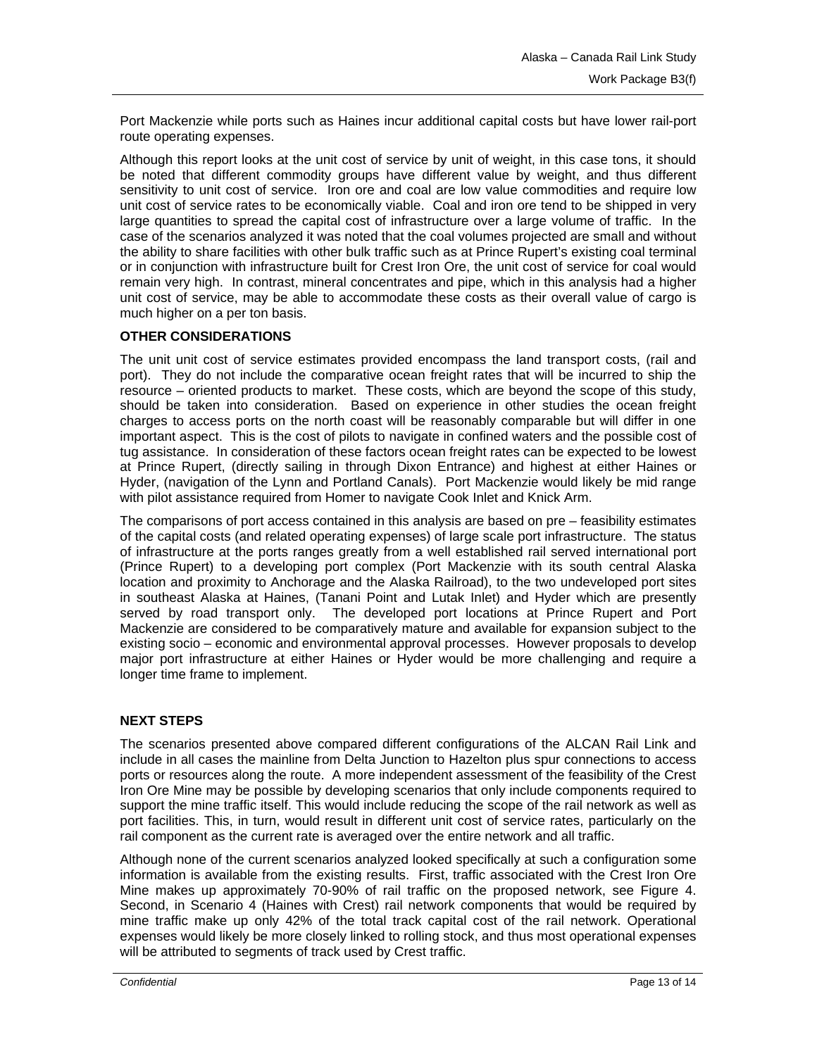Port Mackenzie while ports such as Haines incur additional capital costs but have lower rail-port route operating expenses.

Although this report looks at the unit cost of service by unit of weight, in this case tons, it should be noted that different commodity groups have different value by weight, and thus different sensitivity to unit cost of service. Iron ore and coal are low value commodities and require low unit cost of service rates to be economically viable. Coal and iron ore tend to be shipped in very large quantities to spread the capital cost of infrastructure over a large volume of traffic. In the case of the scenarios analyzed it was noted that the coal volumes projected are small and without the ability to share facilities with other bulk traffic such as at Prince Rupert's existing coal terminal or in conjunction with infrastructure built for Crest Iron Ore, the unit cost of service for coal would remain very high. In contrast, mineral concentrates and pipe, which in this analysis had a higher unit cost of service, may be able to accommodate these costs as their overall value of cargo is much higher on a per ton basis.

## OTHER CONSIDERATIONS

The unit unit cost of service estimates provided encompass the land transport costs, (rail and port). They do not include the comparative ocean freight rates that will be incurred to ship the resource – oriented products to market. These costs, which are beyond the scope of this study, should be taken into consideration. Based on experience in other studies the ocean freight charges to access ports on the north coast will be reasonably comparable but will differ in one important aspect. This is the cost of pilots to navigate in confined waters and the possible cost of tug assistance. In consideration of these factors ocean freight rates can be expected to be lowest at Prince Rupert, (directly sailing in through Dixon Entrance) and highest at either Haines or Hyder, (navigation of the Lynn and Portland Canals). Port Mackenzie would likely be mid range with pilot assistance required from Homer to navigate Cook Inlet and Knick Arm.

The comparisons of port access contained in this analysis are based on pre – feasibility estimates of the capital costs (and related operating expenses) of large scale port infrastructure. The status of infrastructure at the ports ranges greatly from a well established rail served international port (Prince Rupert) to a developing port complex (Port Mackenzie with its south central Alaska location and proximity to Anchorage and the Alaska Railroad), to the two undeveloped port sites in southeast Alaska at Haines, (Tanani Point and Lutak Inlet) and Hyder which are presently served by road transport only. The developed port locations at Prince Rupert and Port Mackenzie are considered to be comparatively mature and available for expansion subject to the existing socio – economic and environmental approval processes. However proposals to develop major port infrastructure at either Haines or Hyder would be more challenging and require a longer time frame to implement.

## NEXT STEPS

The scenarios presented above compared different configurations of the ALCAN Rail Link and include in all cases the mainline from Delta Junction to Hazelton plus spur connections to access ports or resources along the route. A more independent assessment of the feasibility of the Crest Iron Ore Mine may be possible by developing scenarios that only include components required to support the mine traffic itself. This would include reducing the scope of the rail network as well as port facilities. This, in turn, would result in different unit cost of service rates, particularly on the rail component as the current rate is averaged over the entire network and all traffic.

Although none of the current scenarios analyzed looked specifically at such a configuration some information is available from the existing results. First, traffic associated with the Crest Iron Ore Mine makes up approximately 70-90% of rail traffic on the proposed network, see Figure 4. Second, in Scenario 4 (Haines with Crest) rail network components that would be required by mine traffic make up only 42% of the total track capital cost of the rail network. Operational expenses would likely be more closely linked to rolling stock, and thus most operational expenses will be attributed to segments of track used by Crest traffic.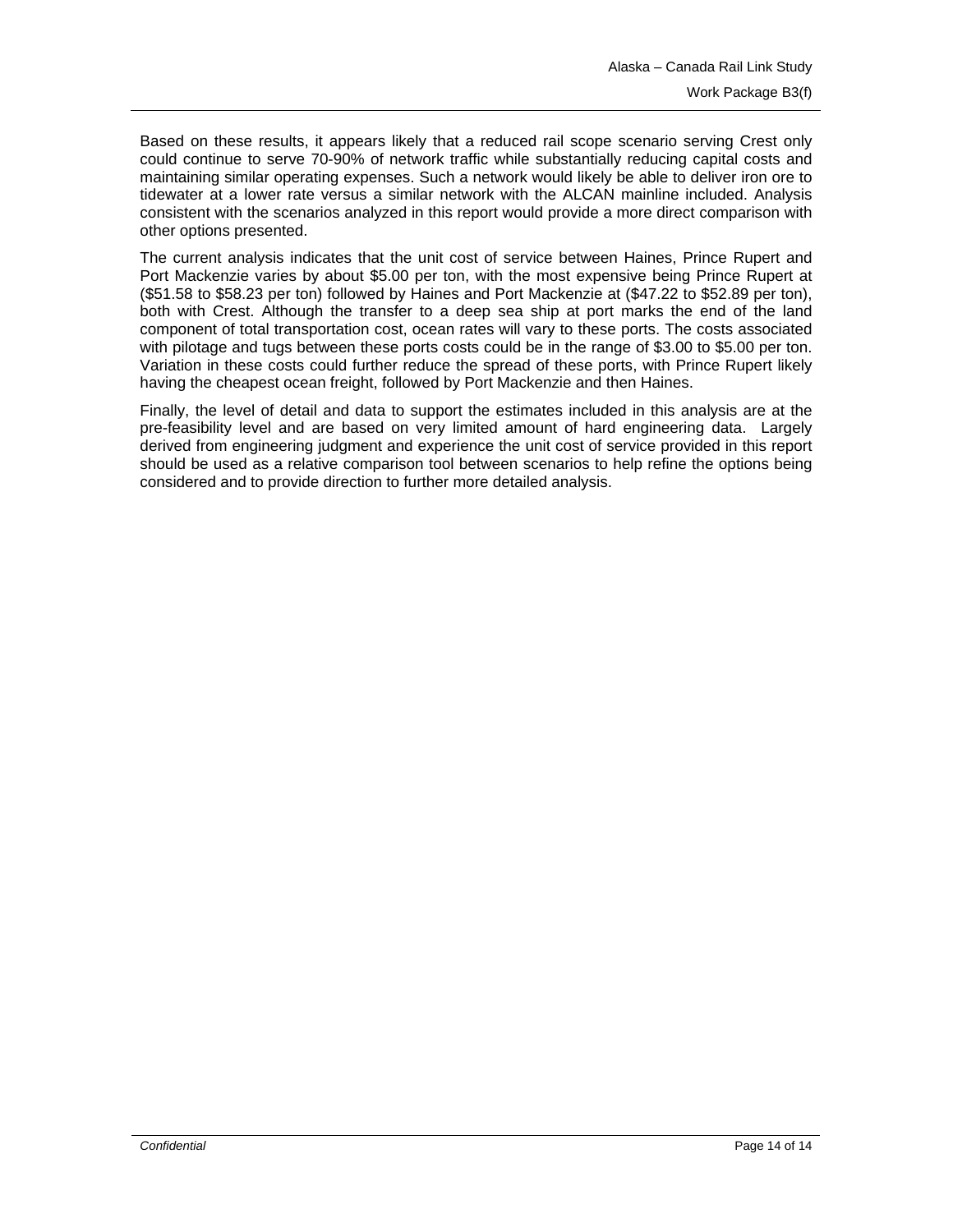Based on these results, it appears likely that a reduced rail scope scenario serving Crest only could continue to serve 70-90% of network traffic while substantially reducing capital costs and maintaining similar operating expenses. Such a network would likely be able to deliver iron ore to tidewater at a lower rate versus a similar network with the ALCAN mainline included. Analysis consistent with the scenarios analyzed in this report would provide a more direct comparison with other options presented.

The current analysis indicates that the unit cost of service between Haines, Prince Rupert and Port Mackenzie varies by about $5.00 per ton, with the most expensive being Prince Rupert at ($51.58 to $58.23 per ton) followed by Haines and Port Mackenzie at ($47.22 to $52.89 per ton), both with Crest. Although the transfer to a deep sea ship at port marks the end of the land component of total transportation cost, ocean rates will vary to these ports. The costs associated with pilotage and tugs between these ports costs could be in the range of $3.00 to $5.00 per ton. Variation in these costs could further reduce the spread of these ports, with Prince Rupert likely having the cheapest ocean freight, followed by Port Mackenzie and then Haines.

Finally, the level of detail and data to support the estimates included in this analysis are at the pre-feasibility level and are based on very limited amount of hard engineering data. Largely derived from engineering judgment and experience the unit cost of service provided in this report should be used as a relative comparison tool between scenarios to help refine the options being considered and to provide direction to further more detailed analysis.